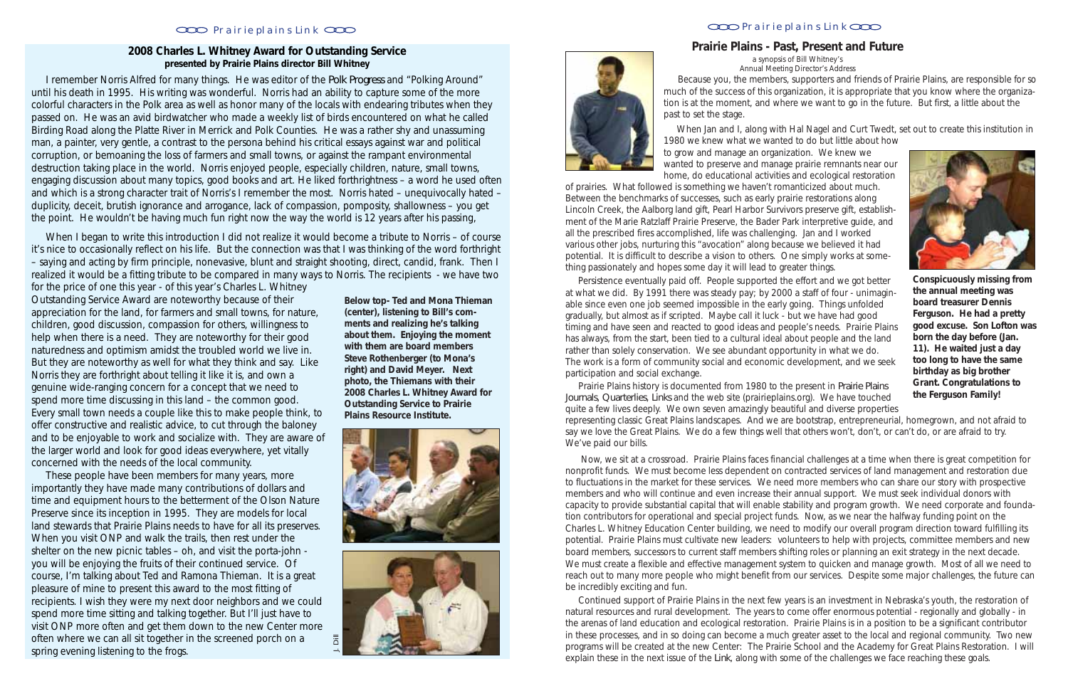## 2008 Charles L. Whitney Award for Outstanding Service

**presented by Prairie Plains director Bill Whitney**

I remember Norris Alfred for many things. He was editor of the *Polk Progress* and "Polking Around" until his death in 1995. His writing was wonderful. Norris had an ability to capture some of the more colorful characters in the Polk area as well as honor many of the locals with endearing tributes when they passed on. He was an avid birdwatcher who made a weekly list of birds encountered on what he called Birding Road along the Platte River in Merrick and Polk Counties. He was a rather shy and unassuming man, a painter, very gentle, a contrast to the persona behind his critical essays against war and political corruption, or bemoaning the loss of farmers and small towns, or against the rampant environmental destruction taking place in the world. Norris enjoyed people, especially children, nature, small towns, engaging discussion about many topics, good books and art. He liked forthrightness – a word he used often and which is a strong character trait of Norris's I remember the most. Norris hated – unequivocally hated – duplicity, deceit, brutish ignorance and arrogance, lack of compassion, pomposity, shallowness – you get the point. He wouldn't be having much fun right now the way the world is 12 years after his passing,

When I began to write this introduction I did not realize it would become a tribute to Norris – of course it's nice to occasionally reflect on his life. But the connection was that I was thinking of the word forthright – saying and acting by firm principle, nonevasive, blunt and straight shooting, direct, candid, frank. Then I realized it would be a fitting tribute to be compared in many ways to Norris. The recipients - we have two for the price of one this year - of this year's Charles L. Whitney Outstanding Service Award are noteworthy because of their appreciation for the land, for farmers and small towns, for nature, children, good discussion, compassion for others, willingness to help when there is a need. They are noteworthy for their good naturedness and optimism amidst the troubled world we live in. But they are noteworthy as well for what they think and say. Like Norris they are forthright about telling it like it is, and own a genuine wide-ranging concern for a concept that we need to spend more time discussing in this land – the common good. Every small town needs a couple like this to make people think, to offer constructive and realistic advice, to cut through the baloney and to be enjoyable to work and socialize with. They are aware of the larger world and look for good ideas everywhere, yet vitally concerned with the needs of the local community.

These people have been members for many years, more importantly they have made many contributions of dollars and time and equipment hours to the betterment of the Olson Nature Preserve since its inception in 1995. They are models for local land stewards that Prairie Plains needs to have for all its preserves. When you visit ONP and walk the trails, then rest under the shelter on the new picnic tables – oh, and visit the porta-john - you will be enjoying the fruits of their continued service. Of course, I'm talking about Ted and Ramona Thieman. It is a great pleasure of mine to present this award to the most fitting of recipients. I wish they were my next door neighbors and we could spend more time sitting and talking together. But I'll just have to visit ONP more often and get them down to the new Center more often where we can all sit together in the screened porch on a spring evening listening to the frogs.

**Below top- Ted and Mona Thieman (center), listening to Bill's comments and realizing he's talking about them. Enjoying the moment with them are board members Steve Rothenberger (to Mona's right) and David Meyer. Next photo, the Thiemans with their 2008 Charles L. Whitney Award for Outstanding Service to Prairie Plains Resource Institute.**

J. Dill

## Prairie Plains - Past, Present and Future

a synopsis of Bill Whitney's Annual Meeting Director's Address

Because you, the members, supporters and friends of Prairie Plains, are responsible for so much of the success of this organization, it is appropriate that you know where the organization is at the moment, and where we want to go in the future. But first, a little about the past to set the stage.

When Jan and I, along with Hal Nagel and Curt Twedt, set out to create this institution in 1980 we knew what we wanted to do but little about how to grow and manage an organization. We knew we wanted to preserve and manage prairie remnants near our home, do educational activities and ecological restoration of prairies. What followed is something we haven't romanticized about much. Between the benchmarks of successes, such as early prairie restorations along Lincoln Creek, the Aalborg land gift, Pearl Harbor Survivors preserve gift, establishment of the Marie Ratzlaff Prairie Preserve, the Bader Park interpretive guide, and all the prescribed fires accomplished, life was challenging. Jan and I worked various other jobs, nurturing this "avocation" along because we believed it had potential. It is difficult to describe a vision to others. One simply works at something passionately and hopes some day it will lead to greater things.

Persistence eventually paid off. People supported the effort and we got better at what we did. By 1991 there was steady pay; by 2000 a staff of four - unimaginable since even one job seemed impossible in the early going. Things unfolded gradually, but almost as if scripted. Maybe call it luck - but we have had good timing and have seen and reacted to good ideas and people's needs. Prairie Plains has always, from the start, been tied to a cultural ideal about people and the land rather than solely conservation. We see abundant opportunity in what we do. The work is a form of community social and economic development, and we seek participation and social exchange.

Prairie Plains history is documented from 1980 to the present in *Prairie Plains Journals, Quarterlies, Links* and the web site (prairieplains.org). We have touched quite a few lives deeply. We own seven amazingly beautiful and diverse properties representing classic Great Plains landscapes. And we are bootstrap, entrepreneurial, homegrown, and not afraid to say we love the Great Plains. We do a few things well that others won't, don't, or can't do, or are afraid to try. We've paid our bills.

**Conspicuously missing from the annual meeting was board treasurer Dennis Ferguson. He had a pretty good excuse. Son Lofton was born the day before (Jan. 11). He waited just a day too long to have the same birthday as big brother Grant. Congratulations to the Ferguson Family!**

Now, we sit at a crossroad. Prairie Plains faces financial challenges at a time when there is great competition for nonprofit funds. We must become less dependent on contracted services of land management and restoration due to fluctuations in the market for these services. We need more members who can share our story with prospective members and who will continue and even increase their annual support. We must seek individual donors with capacity to provide substantial capital that will enable stability and program growth. We need corporate and foundation contributors for operational and special project funds. Now, as we near the halfway funding point on the Charles L. Whitney Education Center building, we need to modify our overall program direction toward fulfilling its potential. Prairie Plains must cultivate new leaders: volunteers to help with projects, committee members and new board members, successors to current staff members shifting roles or planning an exit strategy in the next decade. We must create a flexible and effective management system to quicken and manage growth. Most of all we need to reach out to many more people who might benefit from our services. Despite some major challenges, the future can be incredibly exciting and fun.

Continued support of Prairie Plains in the next few years is an investment in Nebraska's youth, the restoration of natural resources and rural development. The years to come offer enormous potential - regionally and globally - in the arenas of land education and ecological restoration. Prairie Plains is in a position to be a significant contributor in these processes, and in so doing can become a much greater asset to the local and regional community. Two new programs will be created at the new Center: The Prairie School and the Academy for Great Plains Restoration. I will explain these in the next issue of the *Link*, along with some of the challenges we face reaching these goals.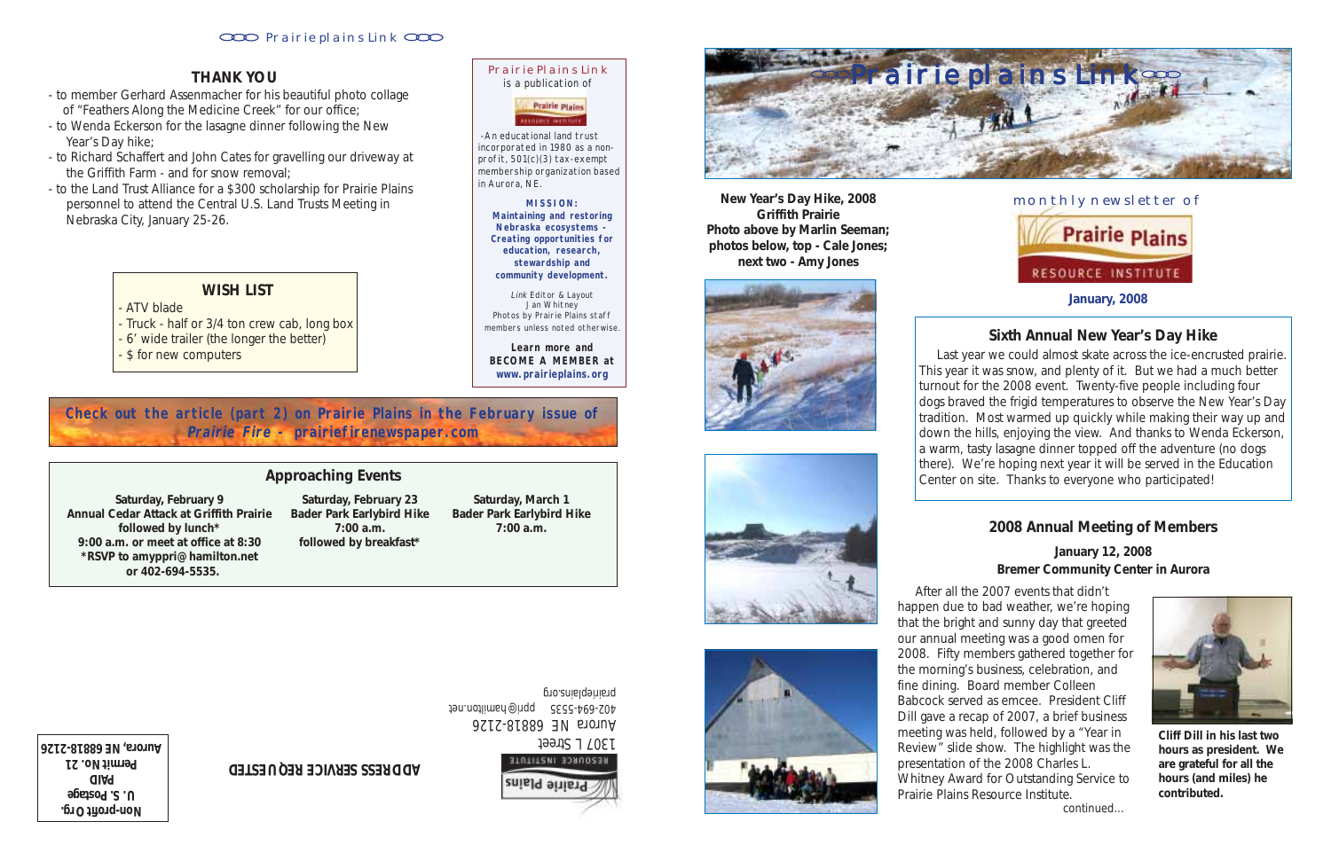# THANK YOU

- to member Gerhard Assenmacher for his beautiful photo collage of "Feathers Along the Medicine Creek" for our office;
- to Wenda Eckerson for the lasagne dinner following the New Year's Day hike;
- to Richard Schaffert and John Cates for gravelling our driveway at the Griffith Farm - and for snow removal;
- to the Land Trust Alliance for a $300 scholarship for Prairie Plains personnel to attend the Central U.S. Land Trusts Meeting in Nebraska City, January 25-26.

## WISH LIST

- ATV blade
- Truck - half or 3/4 ton crew cab, long box
- 6' wide trailer (the longer the better)
- $ for new computers

Prairie Plains Link is a publication of Prairie Plains Resource Institute

-An educational land trust incorporated in 1980 as a non-profit, 501(c)(3) tax-exempt membership organization based in Aurora, NE.

**MISSION:**
**Maintaining and restoring Nebraska ecosystems - Creating opportunities for education, research, stewardship and community development.**

*Link* Editor & Layout
Jan Whitney
Photos by Prairie Plains staff members unless noted otherwise.

**Learn more and BECOME A MEMBER at www.prairieplains.org**

**Check out the article (part 2) on Prairie Plains in the February issue of *Prairie Fire* - prairiefirenewspaper.com**

## Approaching Events

| | | |
|---|---|---|
| **Saturday, February 9**<br>**Annual Cedar Attack at Griffith Prairie followed by lunch\***<br>**9:00 a.m. or meet at office at 8:30**<br>**\*RSVP to amyppri@hamilton.net or 402-694-5535.** | **Saturday, February 23**<br>**Bader Park Earlybird Hike**<br>**7:00 a.m.**<br>**followed by breakfast\*** | **Saturday, March 1**<br>**Bader Park Earlybird Hike**<br>**7:00 a.m.** |

Prairie Plains Resource Institute
1307 L Street
Aurora NE 68818-2126
402-694-5535 ppri@hamilton.net
prairieplains.org

**ADDRESS SERVICE REQUESTED**

**Non-profit Org.**
**U. S. Postage**
**PAID**
**Permit No. 21**
**Aurora, NE 68818-2126**

# Prairie plains Link

**New Year's Day Hike, 2008**
**Griffith Prairie**
**Photo above by Marlin Seeman; photos below, top - Cale Jones; next two - Amy Jones**

monthly newsletter of Prairie Plains Resource Institute

**January, 2008**

## Sixth Annual New Year's Day Hike

Last year we could almost skate across the ice-encrusted prairie. This year it was snow, and plenty of it. But we had a much better turnout for the 2008 event. Twenty-five people including four dogs braved the frigid temperatures to observe the New Year's Day tradition. Most warmed up quickly while making their way up and down the hills, enjoying the view. And thanks to Wenda Eckerson, a warm, tasty lasagne dinner topped off the adventure (no dogs there). We're hoping next year it will be served in the Education Center on site. Thanks to everyone who participated!

## 2008 Annual Meeting of Members

**January 12, 2008**
**Bremer Community Center in Aurora**

After all the 2007 events that didn't happen due to bad weather, we're hoping that the bright and sunny day that greeted our annual meeting was a good omen for 2008. Fifty members gathered together for the morning's business, celebration, and fine dining. Board member Colleen Babcock served as emcee. President Cliff Dill gave a recap of 2007, a brief business meeting was held, followed by a "Year in Review" slide show. The highlight was the presentation of the 2008 Charles L. Whitney Award for Outstanding Service to Prairie Plains Resource Institute.

continued...

**Cliff Dill in his last two hours as president. We are grateful for all the hours (and miles) he contributed.**